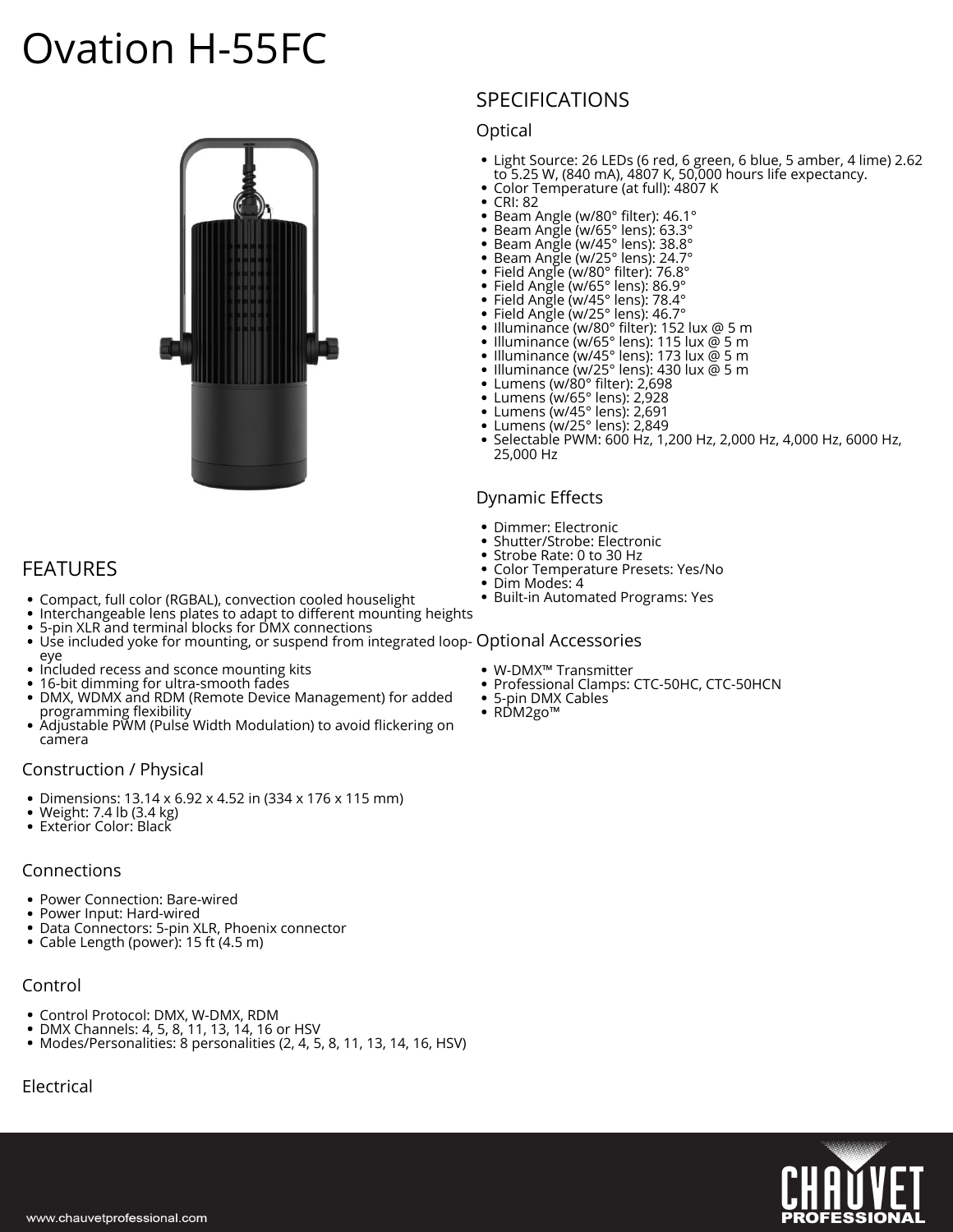# Ovation H-55FC

## FEATURES

- Compact, full color (RGBAL), convection cooled houselight
- Interchangeable lens plates to adapt to different mounting heights
- 5-pin XLR and terminal blocks for DMX connections
- Use included yoke for mounting, or suspend from integrated loop-eye
- Included recess and sconce mounting kits
- 16-bit dimming for ultra-smooth fades
- DMX, WDMX and RDM (Remote Device Management) for added programming flexibility
- Adjustable PWM (Pulse Width Modulation) to avoid flickering on camera

### Construction / Physical

- Dimensions: 13.14 x 6.92 x 4.52 in (334 x 176 x 115 mm)
- Weight: 7.4 lb (3.4 kg)
- Exterior Color: Black

### Connections

- Power Connection: Bare-wired
- Power Input: Hard-wired
- Data Connectors: 5-pin XLR, Phoenix connector
- Cable Length (power): 15 ft (4.5 m)

### Control

- Control Protocol: DMX, W-DMX, RDM
- DMX Channels: 4, 5, 8, 11, 13, 14, 16 or HSV
- Modes/Personalities: 8 personalities (2, 4, 5, 8, 11, 13, 14, 16, HSV)

### Electrical

## SPECIFICATIONS

### Optical

- Light Source: 26 LEDs (6 red, 6 green, 6 blue, 5 amber, 4 lime) 2.62 to 5.25 W, (840 mA), 4807 K, 50,000 hours life expectancy.
- Color Temperature (at full): 4807 K
- CRI: 82
- Beam Angle (w/80° filter): 46.1°
- Beam Angle (w/65° lens): 63.3°
- Beam Angle (w/45° lens): 38.8°
- Beam Angle (w/25° lens): 24.7°
- Field Angle (w/80° filter): 76.8°
- Field Angle (w/65° lens): 86.9°
- Field Angle (w/45° lens): 78.4°
- Field Angle (w/25° lens): 46.7°
- Illuminance (w/80° filter): 152 lux @ 5 m
- Illuminance (w/65° lens): 115 lux @ 5 m
- Illuminance (w/45° lens): 173 lux @ 5 m
- Illuminance (w/25° lens): 430 lux @ 5 m
- Lumens (w/80° filter): 2,698
- Lumens (w/65° lens): 2,928
- Lumens (w/45° lens): 2,691
- Lumens (w/25° lens): 2,849
- Selectable PWM: 600 Hz, 1,200 Hz, 2,000 Hz, 4,000 Hz, 6000 Hz, 25,000 Hz

### Dynamic Effects

- Dimmer: Electronic
- Shutter/Strobe: Electronic
- Strobe Rate: 0 to 30 Hz
- Color Temperature Presets: Yes/No
- Dim Modes: 4
- Built-in Automated Programs: Yes

### Optional Accessories

- W-DMX™ Transmitter
- Professional Clamps: CTC-50HC, CTC-50HCN
- 5-pin DMX Cables
- RDM2go™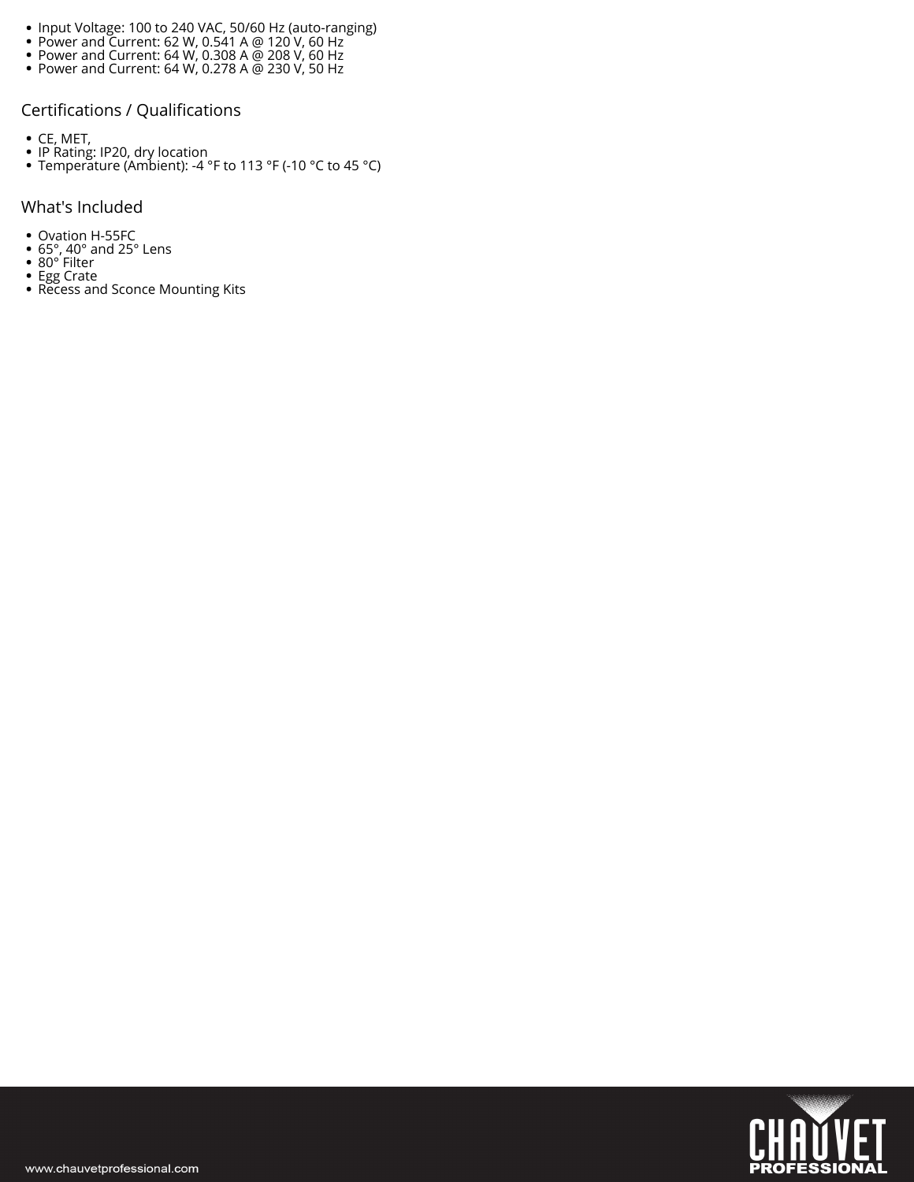- Input Voltage: 100 to 240 VAC, 50/60 Hz (auto-ranging)
- Power and Current: 62 W, 0.541 A @ 120 V, 60 Hz
- Power and Current: 64 W, 0.308 A @ 208 V, 60 Hz
- Power and Current: 64 W, 0.278 A @ 230 V, 50 Hz

## Certifications / Qualifications

- CE, MET,
- IP Rating: IP20, dry location
- Temperature (Ambient): -4 °F to 113 °F (-10 °C to 45 °C)

## What's Included

- Ovation H-55FC
- 65°, 40° and 25° Lens
- 80° Filter
- Egg Crate
- Recess and Sconce Mounting Kits